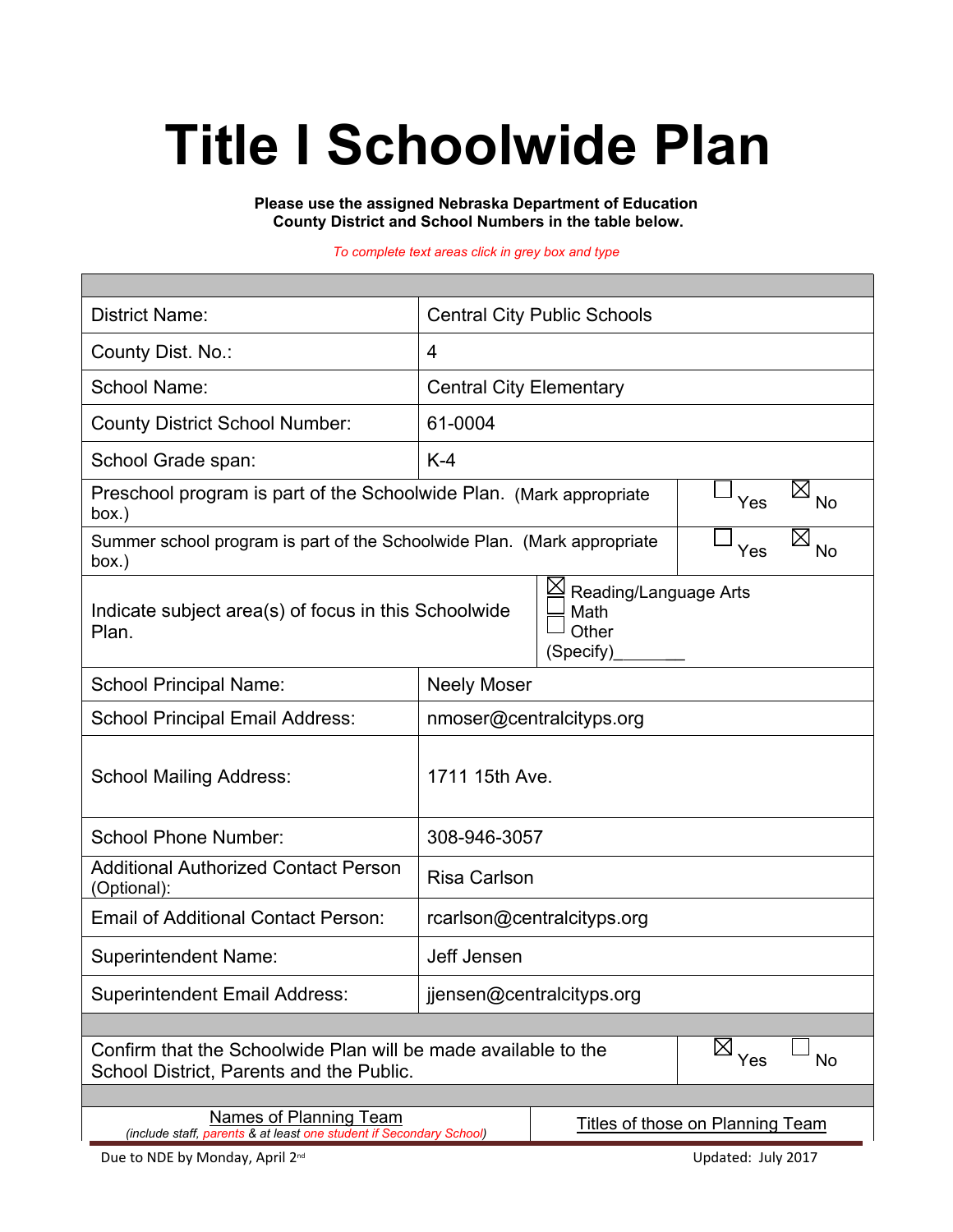# Title I Schoolwide Plan

**Please use the assigned Nebraska Department of Education County District and School Numbers in the table below.**

*To complete text areas click in grey box and type*

| | |
|---|---|
| District Name: | Central City Public Schools |
| County Dist. No.: | 4 |
| School Name: | Central City Elementary |
| County District School Number: | 61-0004 |
| School Grade span: | K-4 |
| Preschool program is part of the Schoolwide Plan. (Mark appropriate box.) | ☐ Yes ☒ No |
| Summer school program is part of the Schoolwide Plan. (Mark appropriate box.) | ☐ Yes ☒ No |
| Indicate subject area(s) of focus in this Schoolwide Plan. | ☒ Reading/Language Arts<br>☐ Math<br>☐ Other (Specify)________ |
| School Principal Name: | Neely Moser |
| School Principal Email Address: | nmoser@centralcityps.org |
| School Mailing Address: | 1711 15th Ave. |
| School Phone Number: | 308-946-3057 |
| Additional Authorized Contact Person (Optional): | Risa Carlson |
| Email of Additional Contact Person: | rcarlson@centralcityps.org |
| Superintendent Name: | Jeff Jensen |
| Superintendent Email Address: | jjensen@centralcityps.org |
| Confirm that the Schoolwide Plan will be made available to the School District, Parents and the Public. | ☒ Yes ☐ No |
| Names of Planning Team<br>*(include staff, parents & at least one student if Secondary School)* | Titles of those on Planning Team |

Due to NDE by Monday, April 2nd

Updated: July 2017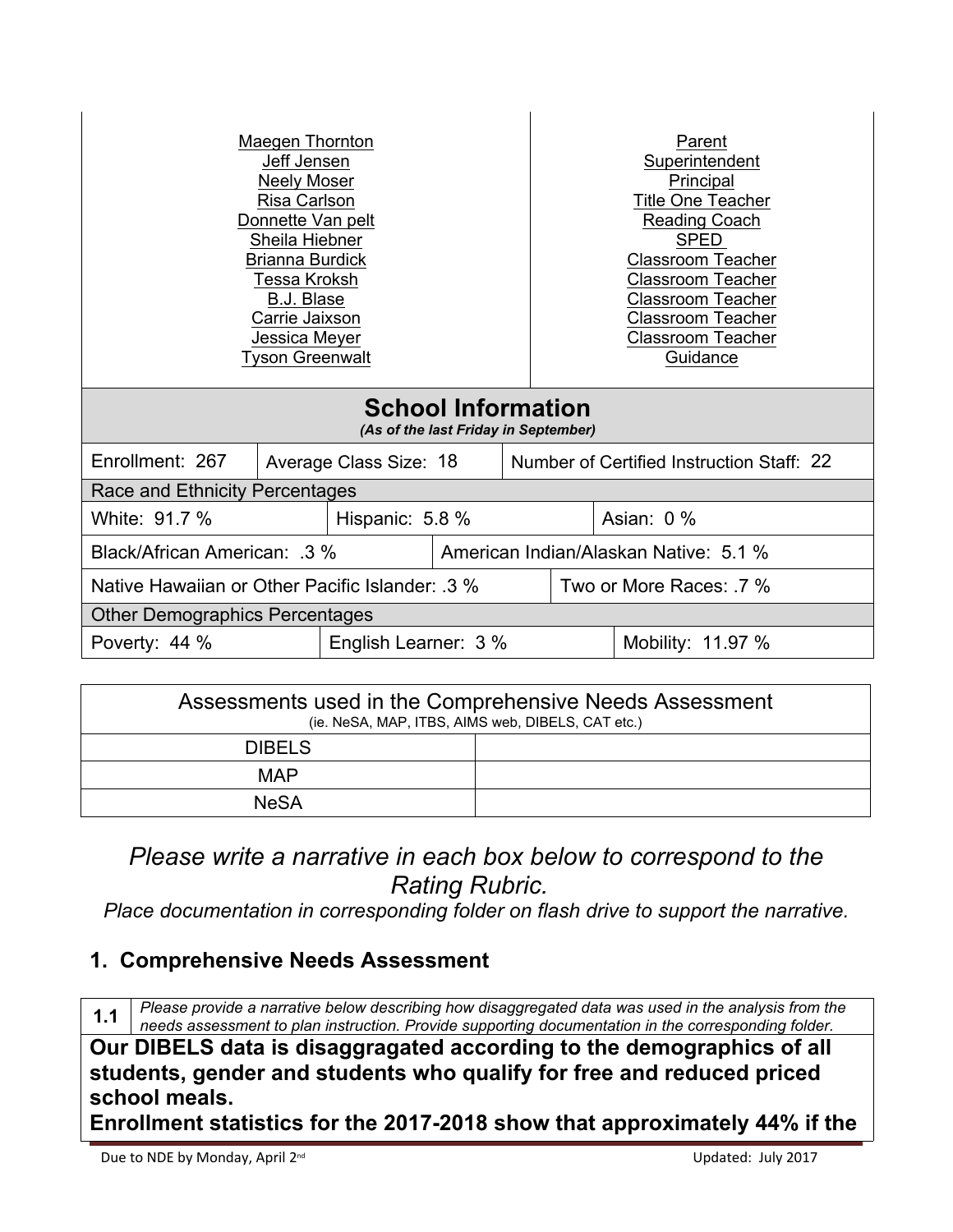| | |
|---|---|
| Maegen Thornton | Parent |
| Jeff Jensen | Superintendent |
| Neely Moser | Principal |
| Risa Carlson | Title One Teacher |
| Donnette Van pelt | Reading Coach |
| Sheila Hiebner | SPED |
| Brianna Burdick | Classroom Teacher |
| Tessa Kroksh | Classroom Teacher |
| B.J. Blase | Classroom Teacher |
| Carrie Jaixson | Classroom Teacher |
| Jessica Meyer | Classroom Teacher |
| Tyson Greenwalt | Guidance |

## School Information

*(As of the last Friday in September)*

| | | |
|---|---|---|
| Enrollment: 267 | Average Class Size: 18 | Number of Certified Instruction Staff: 22 |
| **Race and Ethnicity Percentages** | | |
| White: 91.7 % | Hispanic: 5.8 % | Asian: 0 % |
| Black/African American: .3 % | American Indian/Alaskan Native: 5.1 % | |
| Native Hawaiian or Other Pacific Islander: .3 % | Two or More Races: .7 % | |
| **Other Demographics Percentages** | | |
| Poverty: 44 % | English Learner: 3 % | Mobility: 11.97 % |

| Assessments used in the Comprehensive Needs Assessment (ie. NeSA, MAP, ITBS, AIMS web, DIBELS, CAT etc.) | |
|---|---|
| DIBELS | |
| MAP | |
| NeSA | |

*Please write a narrative in each box below to correspond to the Rating Rubric.*

*Place documentation in corresponding folder on flash drive to support the narrative.*

### 1. Comprehensive Needs Assessment

**1.1** *Please provide a narrative below describing how disaggregated data was used in the analysis from the needs assessment to plan instruction. Provide supporting documentation in the corresponding folder.*

**Our DIBELS data is disaggragated according to the demographics of all students, gender and students who qualify for free and reduced priced school meals.**

**Enrollment statistics for the 2017-2018 show that approximately 44% if the**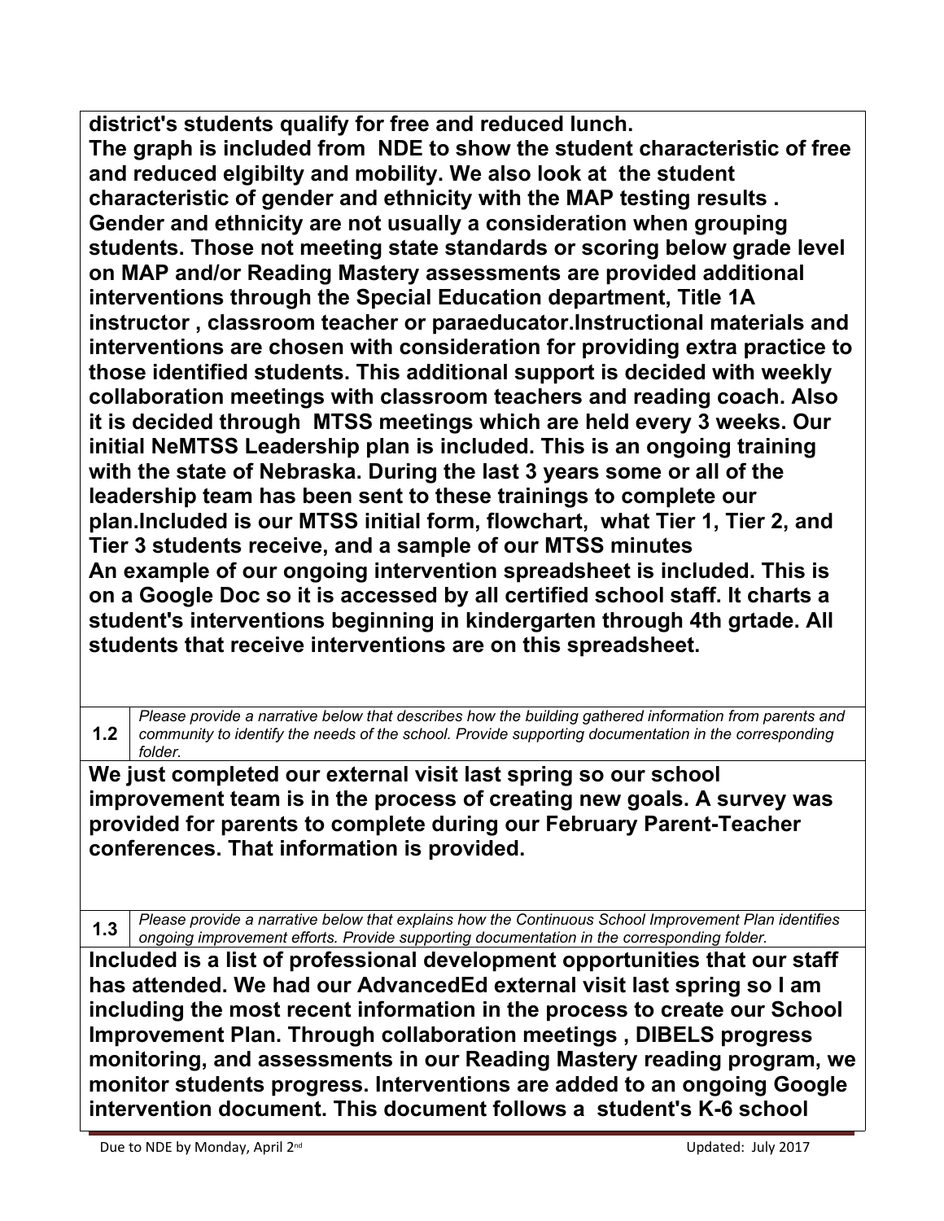**district's students qualify for free and reduced lunch.**
**The graph is included from NDE to show the student characteristic of free and reduced elgibilty and mobility. We also look at the student characteristic of gender and ethnicity with the MAP testing results . Gender and ethnicity are not usually a consideration when grouping students. Those not meeting state standards or scoring below grade level on MAP and/or Reading Mastery assessments are provided additional interventions through the Special Education department, Title 1A instructor , classroom teacher or paraeducator.Instructional materials and interventions are chosen with consideration for providing extra practice to those identified students. This additional support is decided with weekly collaboration meetings with classroom teachers and reading coach. Also it is decided through MTSS meetings which are held every 3 weeks. Our initial NeMTSS Leadership plan is included. This is an ongoing training with the state of Nebraska. During the last 3 years some or all of the leadership team has been sent to these trainings to complete our plan.Included is our MTSS initial form, flowchart, what Tier 1, Tier 2, and Tier 3 students receive, and a sample of our MTSS minutes**
**An example of our ongoing intervention spreadsheet is included. This is on a Google Doc so it is accessed by all certified school staff. It charts a student's interventions beginning in kindergarten through 4th grtade. All students that receive interventions are on this spreadsheet.**

| 1.2 | *Please provide a narrative below that describes how the building gathered information from parents and community to identify the needs of the school. Provide supporting documentation in the corresponding folder.* |
|---|---|

**We just completed our external visit last spring so our school improvement team is in the process of creating new goals. A survey was provided for parents to complete during our February Parent-Teacher conferences. That information is provided.**

| 1.3 | *Please provide a narrative below that explains how the Continuous School Improvement Plan identifies ongoing improvement efforts. Provide supporting documentation in the corresponding folder.* |
|---|---|

**Included is a list of professional development opportunities that our staff has attended. We had our AdvancedEd external visit last spring so I am including the most recent information in the process to create our School Improvement Plan. Through collaboration meetings , DIBELS progress monitoring, and assessments in our Reading Mastery reading program, we monitor students progress. Interventions are added to an ongoing Google intervention document. This document follows a student's K-6 school**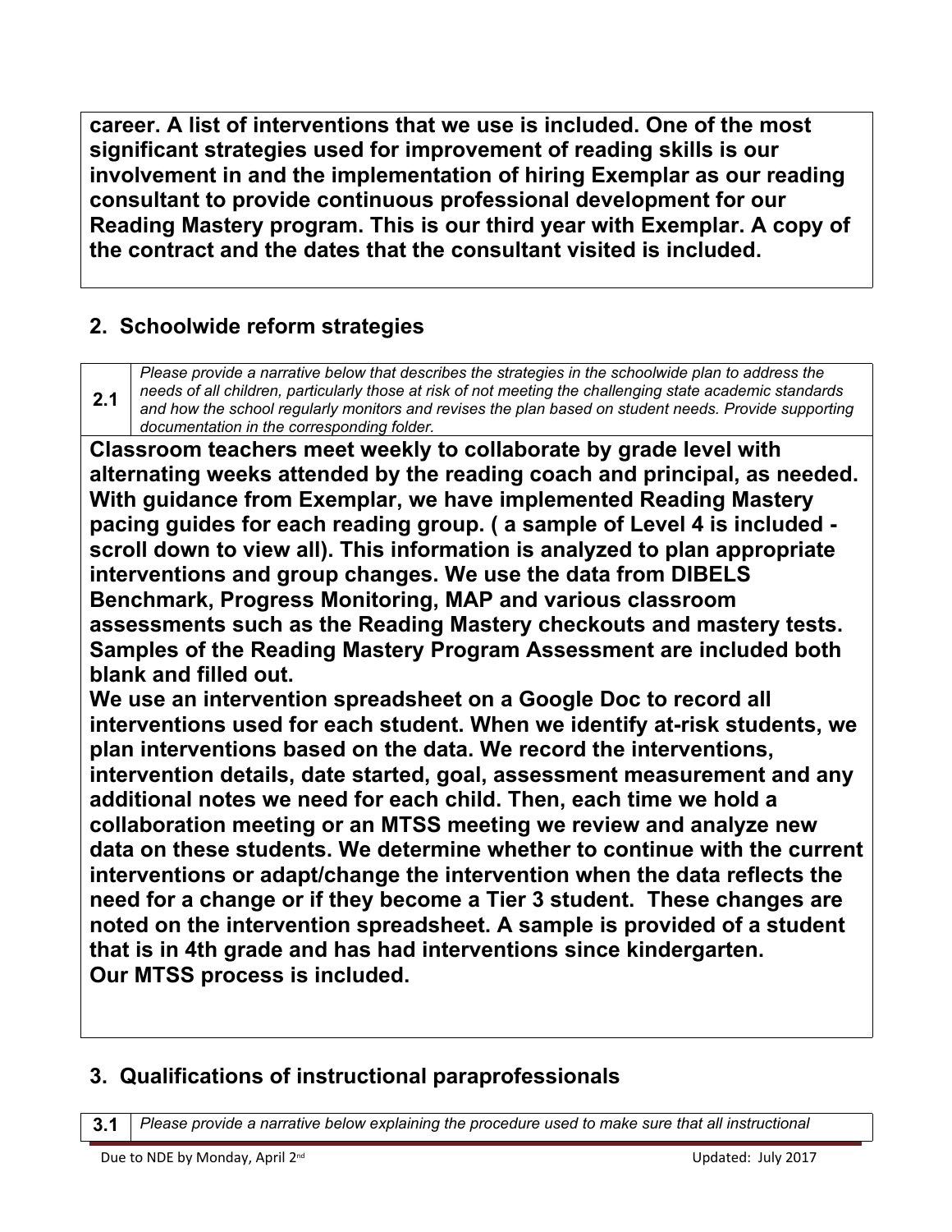**career. A list of interventions that we use is included. One of the most significant strategies used for improvement of reading skills is our involvement in and the implementation of hiring Exemplar as our reading consultant to provide continuous professional development for our Reading Mastery program. This is our third year with Exemplar. A copy of the contract and the dates that the consultant visited is included.**

## 2. Schoolwide reform strategies

| 2.1 | *Please provide a narrative below that describes the strategies in the schoolwide plan to address the needs of all children, particularly those at risk of not meeting the challenging state academic standards and how the school regularly monitors and revises the plan based on student needs. Provide supporting documentation in the corresponding folder.* |
|---|---|

**Classroom teachers meet weekly to collaborate by grade level with alternating weeks attended by the reading coach and principal, as needed. With guidance from Exemplar, we have implemented Reading Mastery pacing guides for each reading group. ( a sample of Level 4 is included - scroll down to view all). This information is analyzed to plan appropriate interventions and group changes. We use the data from DIBELS Benchmark, Progress Monitoring, MAP and various classroom assessments such as the Reading Mastery checkouts and mastery tests. Samples of the Reading Mastery Program Assessment are included both blank and filled out.**

**We use an intervention spreadsheet on a Google Doc to record all interventions used for each student. When we identify at-risk students, we plan interventions based on the data. We record the interventions, intervention details, date started, goal, assessment measurement and any additional notes we need for each child. Then, each time we hold a collaboration meeting or an MTSS meeting we review and analyze new data on these students. We determine whether to continue with the current interventions or adapt/change the intervention when the data reflects the need for a change or if they become a Tier 3 student. These changes are noted on the intervention spreadsheet. A sample is provided of a student that is in 4th grade and has had interventions since kindergarten.**

**Our MTSS process is included.**

## 3. Qualifications of instructional paraprofessionals

| 3.1 | *Please provide a narrative below explaining the procedure used to make sure that all instructional* |
|---|---|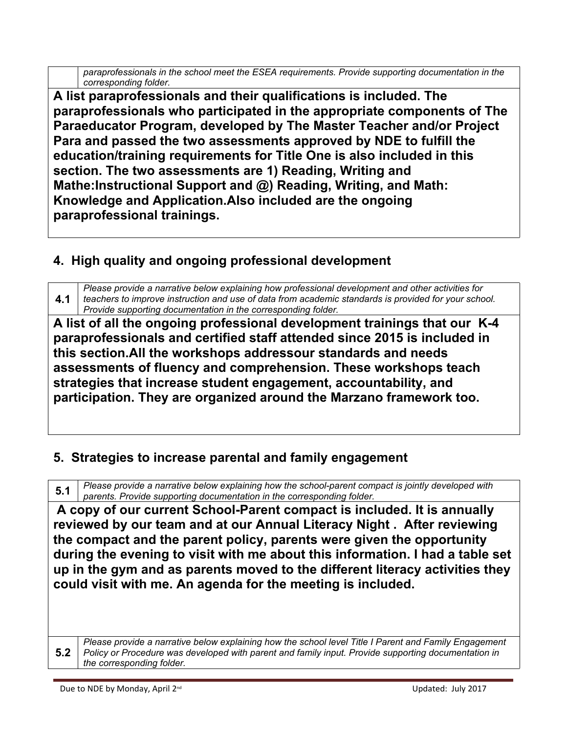| | *paraprofessionals in the school meet the ESEA requirements. Provide supporting documentation in the corresponding folder.* |
|---|---|

**A list paraprofessionals and their qualifications is included. The paraprofessionals who participated in the appropriate components of The Paraeducator Program, developed by The Master Teacher and/or Project Para and passed the two assessments approved by NDE to fulfill the education/training requirements for Title One is also included in this section. The two assessments are 1) Reading, Writing and Mathe:Instructional Support and @) Reading, Writing, and Math: Knowledge and Application.Also included are the ongoing paraprofessional trainings.**

## 4. High quality and ongoing professional development

| 4.1 | *Please provide a narrative below explaining how professional development and other activities for teachers to improve instruction and use of data from academic standards is provided for your school. Provide supporting documentation in the corresponding folder.* |
|---|---|

**A list of all the ongoing professional development trainings that our K-4 paraprofessionals and certified staff attended since 2015 is included in this section.All the workshops addressour standards and needs assessments of fluency and comprehension. These workshops teach strategies that increase student engagement, accountability, and participation. They are organized around the Marzano framework too.**

## 5. Strategies to increase parental and family engagement

| 5.1 | *Please provide a narrative below explaining how the school-parent compact is jointly developed with parents. Provide supporting documentation in the corresponding folder.* |
|---|---|

**A copy of our current School-Parent compact is included. It is annually reviewed by our team and at our Annual Literacy Night . After reviewing the compact and the parent policy, parents were given the opportunity during the evening to visit with me about this information. I had a table set up in the gym and as parents moved to the different literacy activities they could visit with me. An agenda for the meeting is included.**

| 5.2 | *Please provide a narrative below explaining how the school level Title I Parent and Family Engagement Policy or Procedure was developed with parent and family input. Provide supporting documentation in the corresponding folder.* |
|---|---|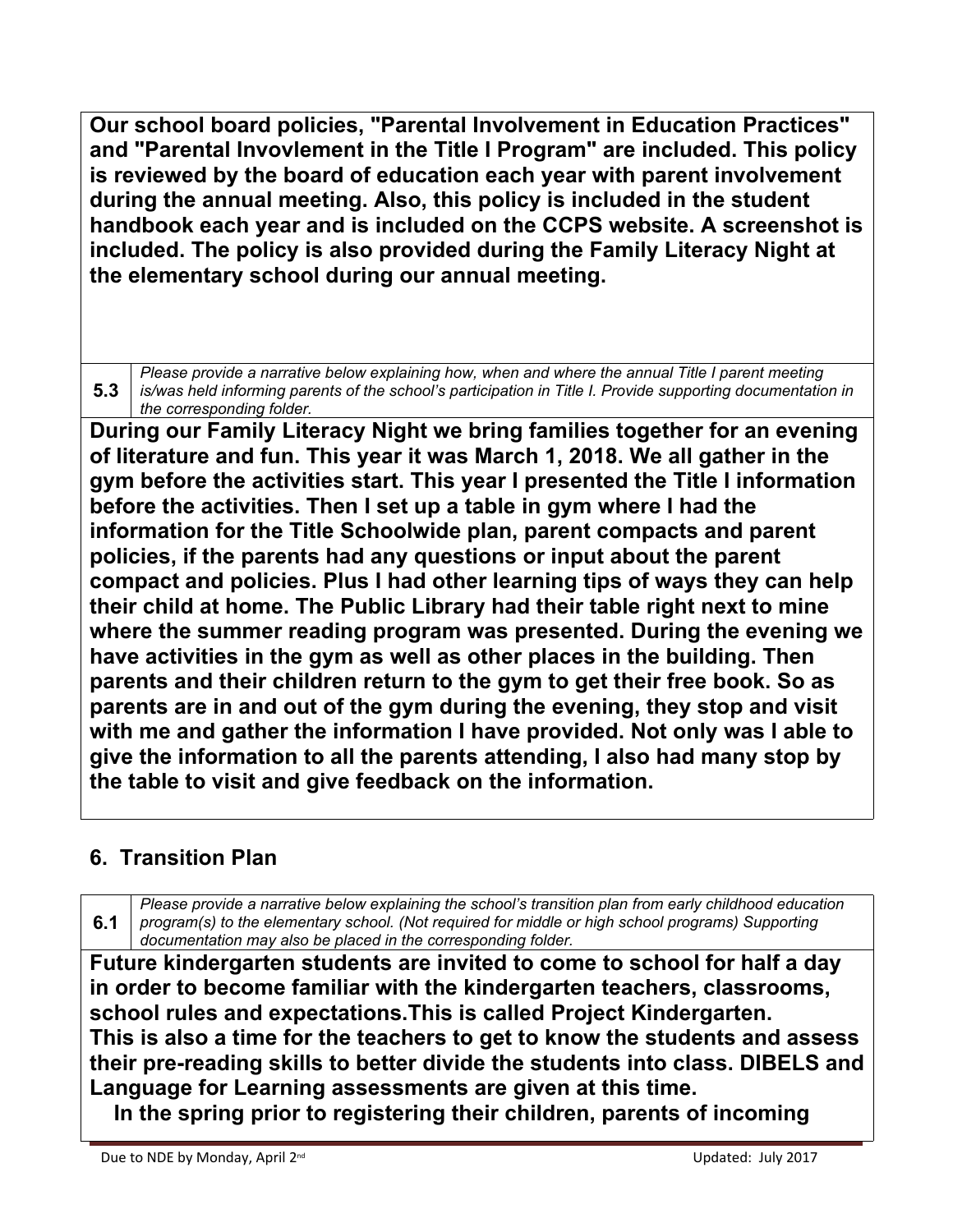**Our school board policies, "Parental Involvement in Education Practices" and "Parental Invovlement in the Title I Program" are included. This policy is reviewed by the board of education each year with parent involvement during the annual meeting. Also, this policy is included in the student handbook each year and is included on the CCPS website. A screenshot is included. The policy is also provided during the Family Literacy Night at the elementary school during our annual meeting.**

| 5.3 | *Please provide a narrative below explaining how, when and where the annual Title I parent meeting is/was held informing parents of the school's participation in Title I. Provide supporting documentation in the corresponding folder.* |
|---|---|

**During our Family Literacy Night we bring families together for an evening of literature and fun. This year it was March 1, 2018. We all gather in the gym before the activities start. This year I presented the Title I information before the activities. Then I set up a table in gym where I had the information for the Title Schoolwide plan, parent compacts and parent policies, if the parents had any questions or input about the parent compact and policies. Plus I had other learning tips of ways they can help their child at home. The Public Library had their table right next to mine where the summer reading program was presented. During the evening we have activities in the gym as well as other places in the building. Then parents and their children return to the gym to get their free book. So as parents are in and out of the gym during the evening, they stop and visit with me and gather the information I have provided. Not only was I able to give the information to all the parents attending, I also had many stop by the table to visit and give feedback on the information.**

## 6. Transition Plan

| 6.1 | *Please provide a narrative below explaining the school's transition plan from early childhood education program(s) to the elementary school. (Not required for middle or high school programs) Supporting documentation may also be placed in the corresponding folder.* |
|---|---|

**Future kindergarten students are invited to come to school for half a day in order to become familiar with the kindergarten teachers, classrooms, school rules and expectations.This is called Project Kindergarten.**
**This is also a time for the teachers to get to know the students and assess their pre-reading skills to better divide the students into class. DIBELS and Language for Learning assessments are given at this time.**
**In the spring prior to registering their children, parents of incoming**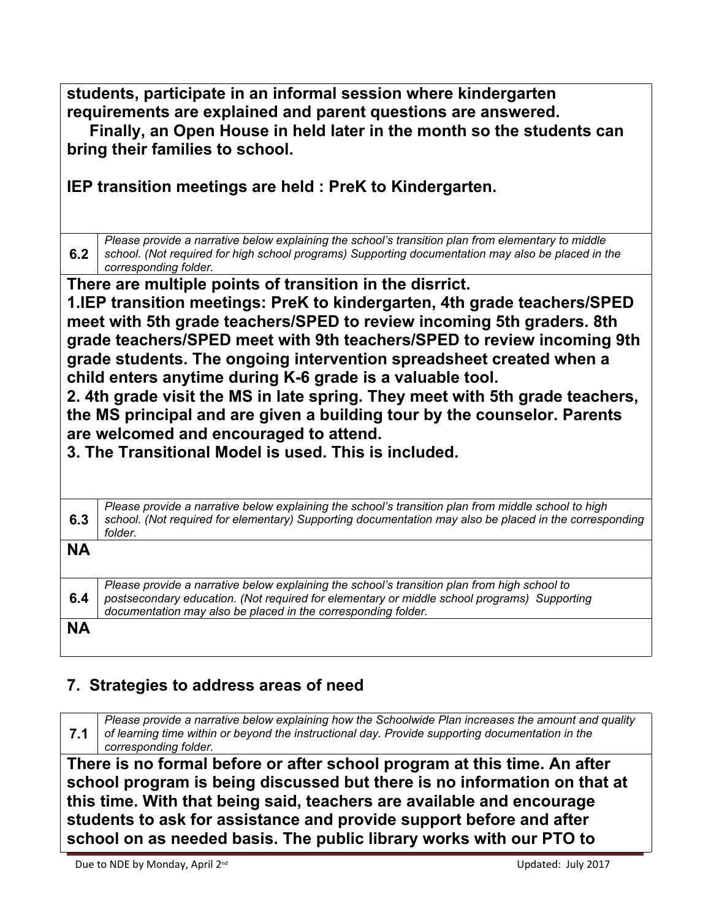**students, participate in an informal session where kindergarten requirements are explained and parent questions are answered.**
**Finally, an Open House in held later in the month so the students can bring their families to school.**

**IEP transition meetings are held : PreK to Kindergarten.**

| 6.2 | *Please provide a narrative below explaining the school's transition plan from elementary to middle school. (Not required for high school programs) Supporting documentation may also be placed in the corresponding folder.* |
|---|---|

**There are multiple points of transition in the disrrict.**
**1.IEP transition meetings: PreK to kindergarten, 4th grade teachers/SPED meet with 5th grade teachers/SPED to review incoming 5th graders. 8th grade teachers/SPED meet with 9th teachers/SPED to review incoming 9th grade students. The ongoing intervention spreadsheet created when a child enters anytime during K-6 grade is a valuable tool.**
**2. 4th grade visit the MS in late spring. They meet with 5th grade teachers, the MS principal and are given a building tour by the counselor. Parents are welcomed and encouraged to attend.**
**3. The Transitional Model is used. This is included.**

| 6.3 | *Please provide a narrative below explaining the school's transition plan from middle school to high school. (Not required for elementary) Supporting documentation may also be placed in the corresponding folder.* |
|---|---|

**NA**

| 6.4 | *Please provide a narrative below explaining the school's transition plan from high school to postsecondary education. (Not required for elementary or middle school programs) Supporting documentation may also be placed in the corresponding folder.* |
|---|---|

**NA**

## 7. Strategies to address areas of need

| 7.1 | *Please provide a narrative below explaining how the Schoolwide Plan increases the amount and quality of learning time within or beyond the instructional day. Provide supporting documentation in the corresponding folder.* |
|---|---|

**There is no formal before or after school program at this time. An after school program is being discussed but there is no information on that at this time. With that being said, teachers are available and encourage students to ask for assistance and provide support before and after school on as needed basis. The public library works with our PTO to**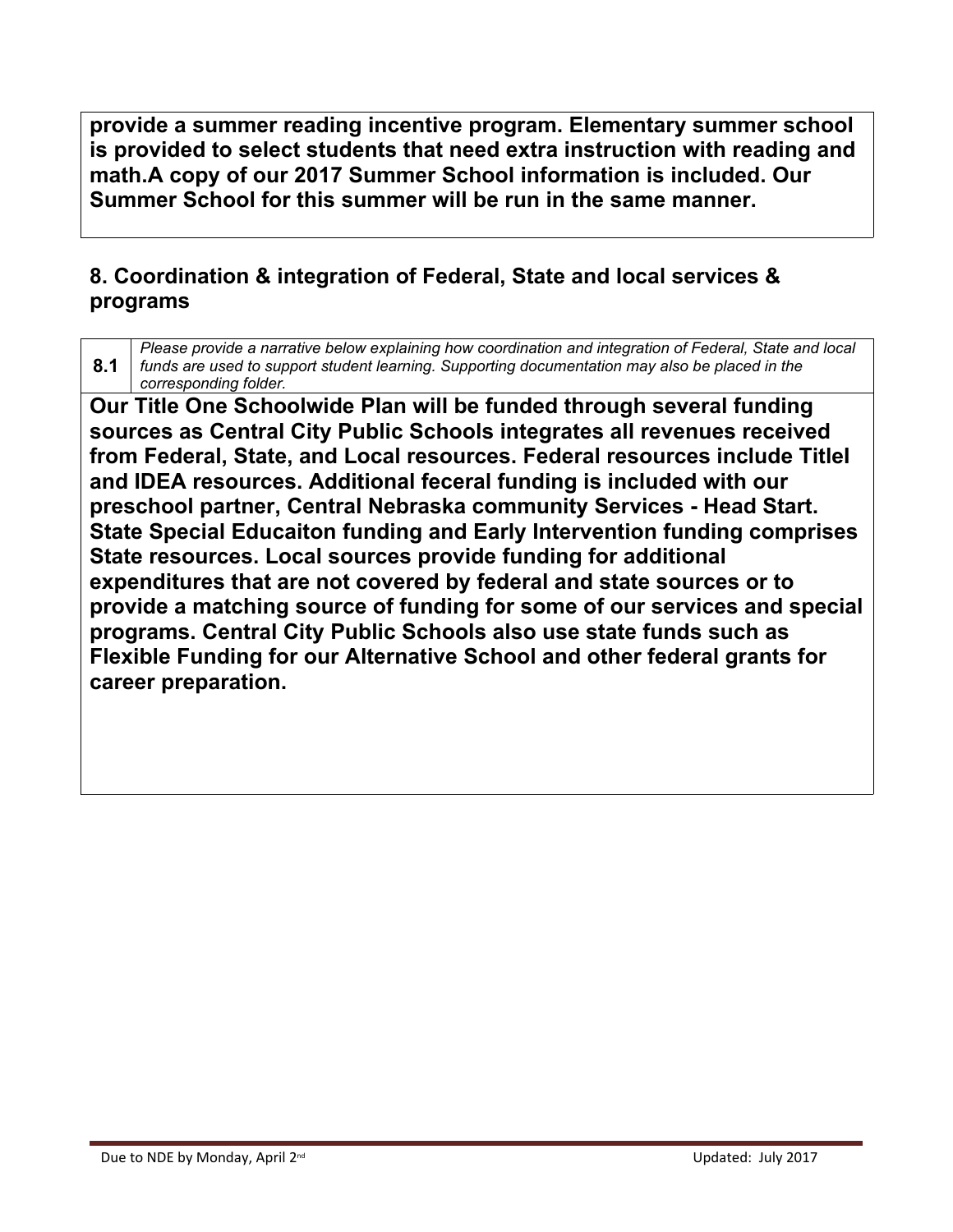**provide a summer reading incentive program. Elementary summer school is provided to select students that need extra instruction with reading and math.A copy of our 2017 Summer School information is included. Our Summer School for this summer will be run in the same manner.**

## 8. Coordination & integration of Federal, State and local services & programs

| | |
|---|---|
| **8.1** | *Please provide a narrative below explaining how coordination and integration of Federal, State and local funds are used to support student learning. Supporting documentation may also be placed in the corresponding folder.* |

**Our Title One Schoolwide Plan will be funded through several funding sources as Central City Public Schools integrates all revenues received from Federal, State, and Local resources. Federal resources include TitleI and IDEA resources. Additional feceral funding is included with our preschool partner, Central Nebraska community Services - Head Start. State Special Educaiton funding and Early Intervention funding comprises State resources. Local sources provide funding for additional expenditures that are not covered by federal and state sources or to provide a matching source of funding for some of our services and special programs. Central City Public Schools also use state funds such as Flexible Funding for our Alternative School and other federal grants for career preparation.**